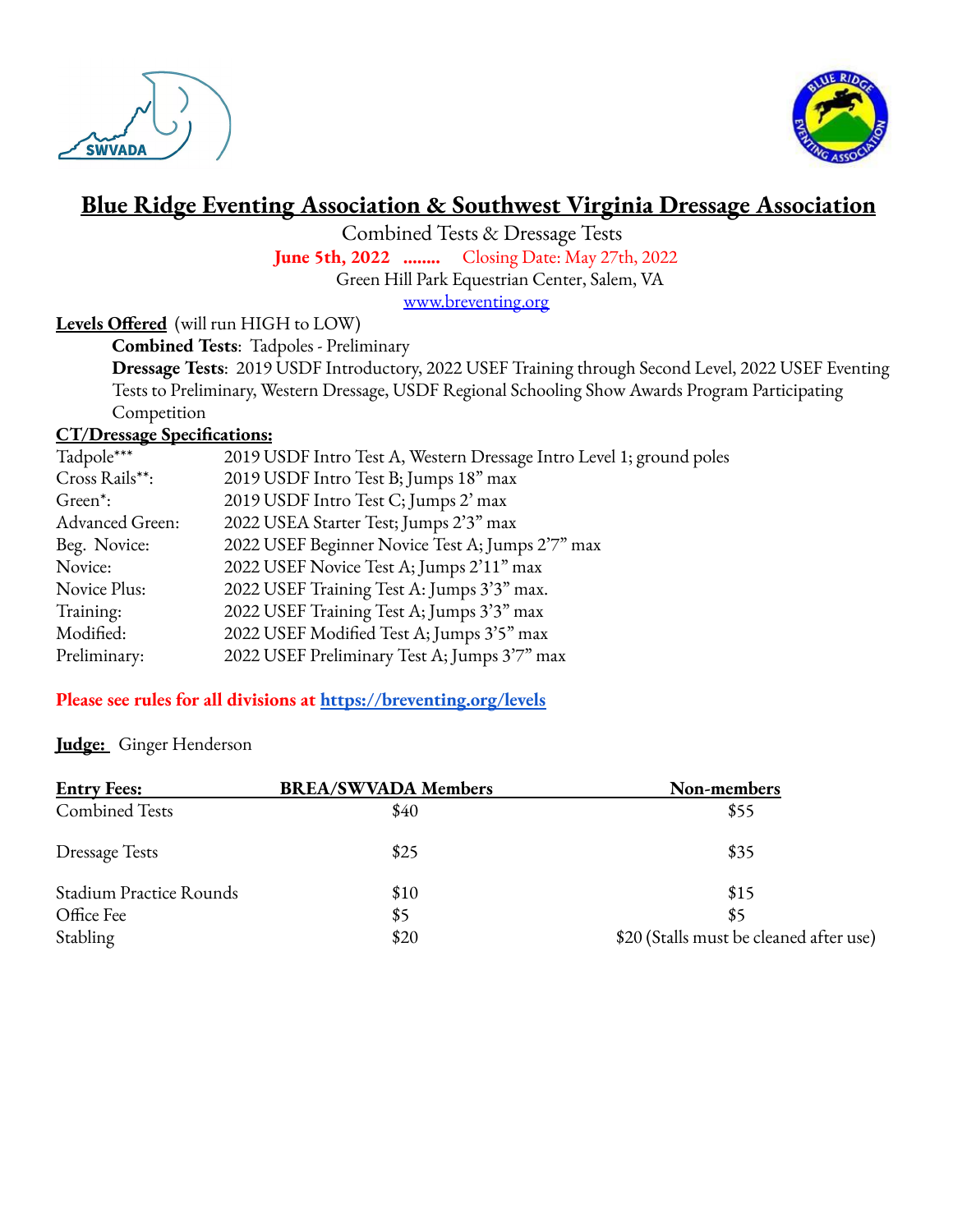# Blue Ridge Eventing Association & Southwest Virginia Dressage Association

Combined Tests & Dressage Tests

**June 5th, 2022 ........** Closing Date: May 27th, 2022

Green Hill Park Equestrian Center, Salem, VA

www.breventing.org

**Levels Offered** (will run HIGH to LOW)

**Combined Tests**: Tadpoles - Preliminary

**Dressage Tests**: 2019 USDF Introductory, 2022 USEF Training through Second Level, 2022 USEF Eventing Tests to Preliminary, Western Dressage, USDF Regional Schooling Show Awards Program Participating Competition

**CT/Dressage Specifications:**

| | |
|---|---|
| Tadpole*** | 2019 USDF Intro Test A, Western Dressage Intro Level 1; ground poles |
| Cross Rails**: | 2019 USDF Intro Test B; Jumps 18" max |
| Green*: | 2019 USDF Intro Test C; Jumps 2' max |
| Advanced Green: | 2022 USEA Starter Test; Jumps 2'3" max |
| Beg. Novice: | 2022 USEF Beginner Novice Test A; Jumps 2'7" max |
| Novice: | 2022 USEF Novice Test A; Jumps 2'11" max |
| Novice Plus: | 2022 USEF Training Test A: Jumps 3'3" max. |
| Training: | 2022 USEF Training Test A; Jumps 3'3" max |
| Modified: | 2022 USEF Modified Test A; Jumps 3'5" max |
| Preliminary: | 2022 USEF Preliminary Test A; Jumps 3'7" max |

**Please see rules for all divisions at https://breventing.org/levels**

**Judge:** Ginger Henderson

| Entry Fees: | BREA/SWVADA Members | Non-members |
|---|---|---|
| Combined Tests | $40 | $55 |
| Dressage Tests | $25 | $35 |
| Stadium Practice Rounds | $10 | $15 |
| Office Fee | $5 | $5 |
| Stabling | $20 | $20 (Stalls must be cleaned after use) |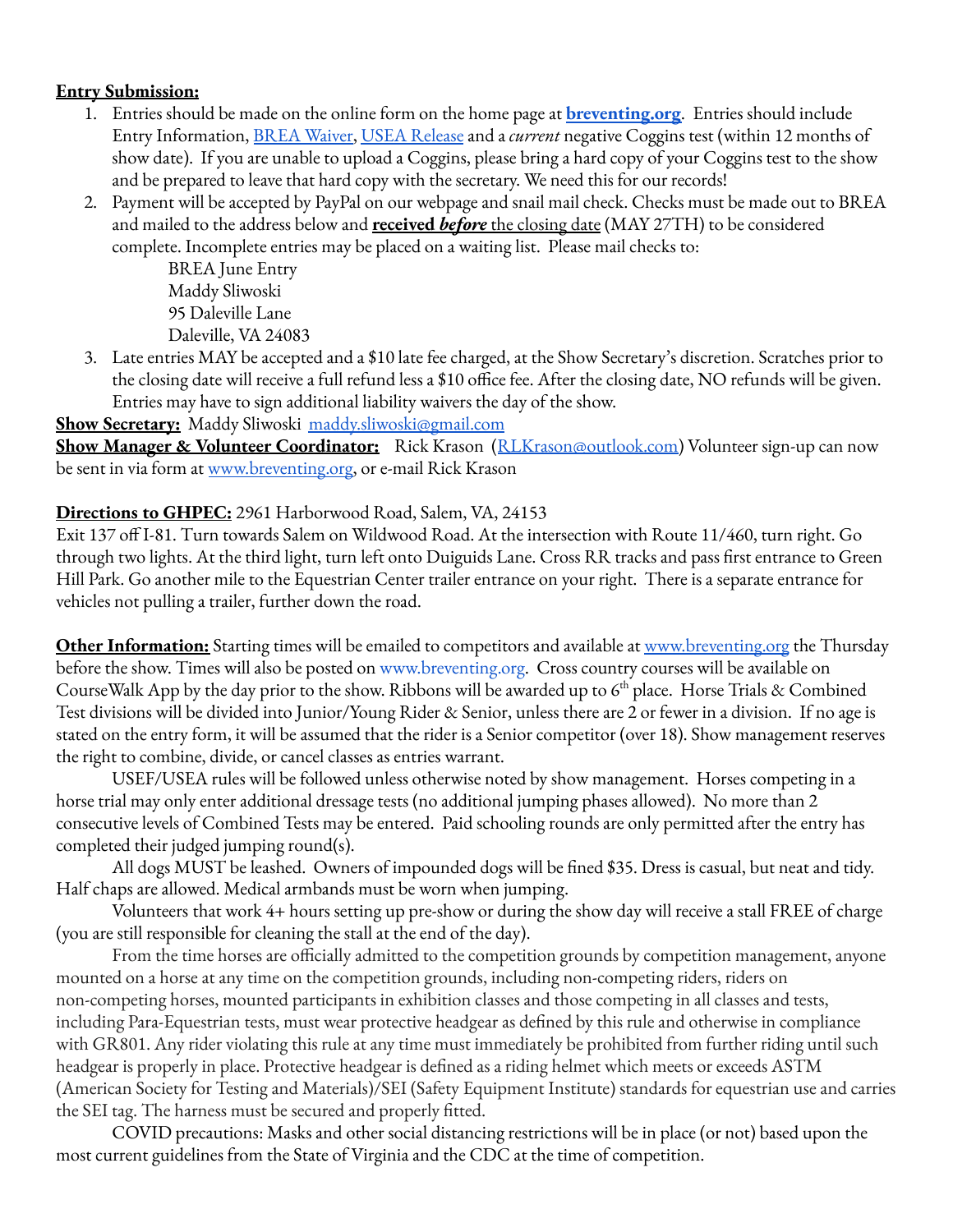**Entry Submission:**

1. Entries should be made on the online form on the home page at **breventing.org**. Entries should include Entry Information, BREA Waiver, USEA Release and a *current* negative Coggins test (within 12 months of show date). If you are unable to upload a Coggins, please bring a hard copy of your Coggins test to the show and be prepared to leave that hard copy with the secretary. We need this for our records!
2. Payment will be accepted by PayPal on our webpage and snail mail check. Checks must be made out to BREA and mailed to the address below and **received *before*** the closing date (MAY 27TH) to be considered complete. Incomplete entries may be placed on a waiting list. Please mail checks to:
   BREA June Entry
   Maddy Sliwoski
   95 Daleville Lane
   Daleville, VA 24083
3. Late entries MAY be accepted and a $10 late fee charged, at the Show Secretary's discretion. Scratches prior to the closing date will receive a full refund less a $10 office fee. After the closing date, NO refunds will be given. Entries may have to sign additional liability waivers the day of the show.

**Show Secretary:** Maddy Sliwoski maddy.sliwoski@gmail.com

**Show Manager & Volunteer Coordinator:** Rick Krason (RLKrason@outlook.com) Volunteer sign-up can now be sent in via form at www.breventing.org, or e-mail Rick Krason

**Directions to GHPEC:** 2961 Harborwood Road, Salem, VA, 24153

Exit 137 off I-81. Turn towards Salem on Wildwood Road. At the intersection with Route 11/460, turn right. Go through two lights. At the third light, turn left onto Duiguids Lane. Cross RR tracks and pass first entrance to Green Hill Park. Go another mile to the Equestrian Center trailer entrance on your right. There is a separate entrance for vehicles not pulling a trailer, further down the road.

**Other Information:** Starting times will be emailed to competitors and available at www.breventing.org the Thursday before the show. Times will also be posted on www.breventing.org. Cross country courses will be available on CourseWalk App by the day prior to the show. Ribbons will be awarded up to 6th place. Horse Trials & Combined Test divisions will be divided into Junior/Young Rider & Senior, unless there are 2 or fewer in a division. If no age is stated on the entry form, it will be assumed that the rider is a Senior competitor (over 18). Show management reserves the right to combine, divide, or cancel classes as entries warrant.

USEF/USEA rules will be followed unless otherwise noted by show management. Horses competing in a horse trial may only enter additional dressage tests (no additional jumping phases allowed). No more than 2 consecutive levels of Combined Tests may be entered. Paid schooling rounds are only permitted after the entry has completed their judged jumping round(s).

All dogs MUST be leashed. Owners of impounded dogs will be fined $35. Dress is casual, but neat and tidy. Half chaps are allowed. Medical armbands must be worn when jumping.

Volunteers that work 4+ hours setting up pre-show or during the show day will receive a stall FREE of charge (you are still responsible for cleaning the stall at the end of the day).

From the time horses are officially admitted to the competition grounds by competition management, anyone mounted on a horse at any time on the competition grounds, including non-competing riders, riders on non-competing horses, mounted participants in exhibition classes and those competing in all classes and tests, including Para-Equestrian tests, must wear protective headgear as defined by this rule and otherwise in compliance with GR801. Any rider violating this rule at any time must immediately be prohibited from further riding until such headgear is properly in place. Protective headgear is defined as a riding helmet which meets or exceeds ASTM (American Society for Testing and Materials)/SEI (Safety Equipment Institute) standards for equestrian use and carries the SEI tag. The harness must be secured and properly fitted.

COVID precautions: Masks and other social distancing restrictions will be in place (or not) based upon the most current guidelines from the State of Virginia and the CDC at the time of competition.